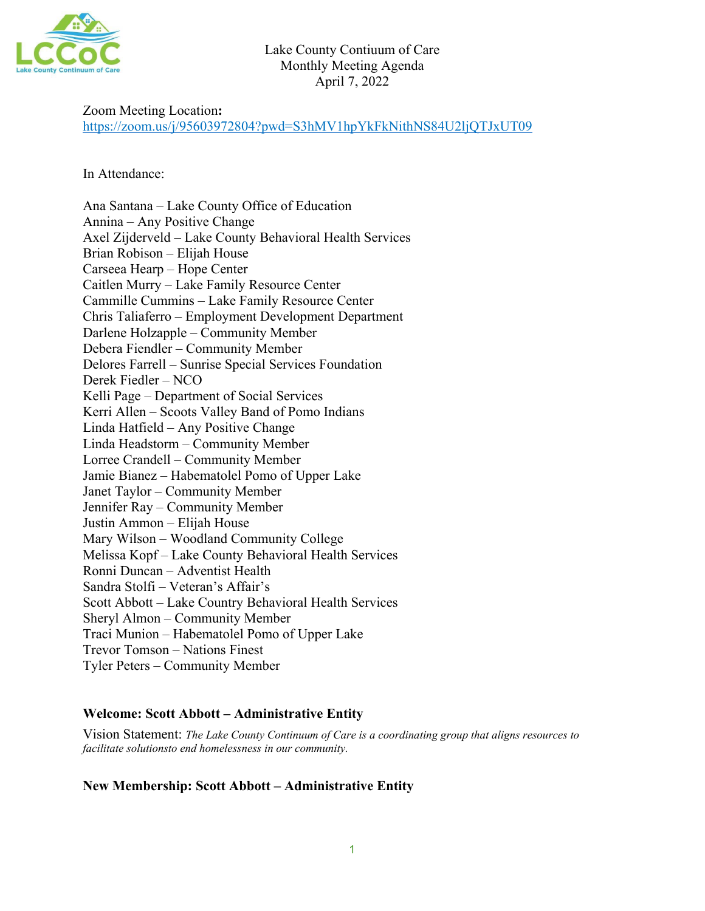# Lake County Contiuum of Care
## Monthly Meeting Agenda
## April 7, 2022

Zoom Meeting Location:
https://zoom.us/j/95603972804?pwd=S3hMV1hpYkFkNithNS84U2ljQTJxUT09

In Attendance:

Ana Santana – Lake County Office of Education
Annina – Any Positive Change
Axel Zijderveld – Lake County Behavioral Health Services
Brian Robison – Elijah House
Carseea Hearp – Hope Center
Caitlen Murry – Lake Family Resource Center
Cammille Cummins – Lake Family Resource Center
Chris Taliaferro – Employment Development Department
Darlene Holzapple – Community Member
Debera Fiendler – Community Member
Delores Farrell – Sunrise Special Services Foundation
Derek Fiedler – NCO
Kelli Page – Department of Social Services
Kerri Allen – Scoots Valley Band of Pomo Indians
Linda Hatfield – Any Positive Change
Linda Headstorm – Community Member
Lorree Crandell – Community Member
Jamie Bianez – Habematolel Pomo of Upper Lake
Janet Taylor – Community Member
Jennifer Ray – Community Member
Justin Ammon – Elijah House
Mary Wilson – Woodland Community College
Melissa Kopf – Lake County Behavioral Health Services
Ronni Duncan – Adventist Health
Sandra Stolfi – Veteran's Affair's
Scott Abbott – Lake Country Behavioral Health Services
Sheryl Almon – Community Member
Traci Munion – Habematolel Pomo of Upper Lake
Trevor Tomson – Nations Finest
Tyler Peters – Community Member

**Welcome: Scott Abbott – Administrative Entity**

Vision Statement: *The Lake County Continuum of Care is a coordinating group that aligns resources to facilitate solutionsto end homelessness in our community.*

**New Membership: Scott Abbott – Administrative Entity**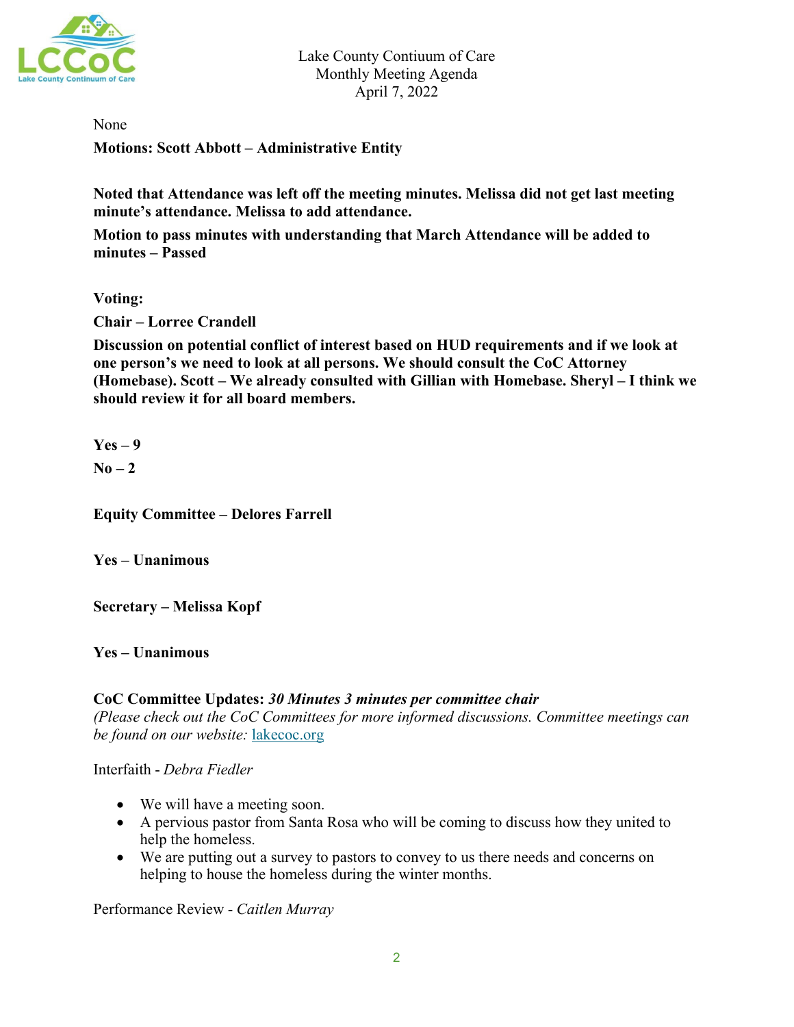None

**Motions: Scott Abbott – Administrative Entity**

**Noted that Attendance was left off the meeting minutes. Melissa did not get last meeting minute's attendance. Melissa to add attendance.**

**Motion to pass minutes with understanding that March Attendance will be added to minutes – Passed**

**Voting:**

**Chair – Lorree Crandell**

**Discussion on potential conflict of interest based on HUD requirements and if we look at one person's we need to look at all persons. We should consult the CoC Attorney (Homebase). Scott – We already consulted with Gillian with Homebase. Sheryl – I think we should review it for all board members.**

**Yes – 9**

**No – 2**

**Equity Committee – Delores Farrell**

**Yes – Unanimous**

**Secretary – Melissa Kopf**

**Yes – Unanimous**

**CoC Committee Updates:** ***30 Minutes 3 minutes per committee chair***
*(Please check out the CoC Committees for more informed discussions. Committee meetings can be found on our website:* lakecoc.org

Interfaith - *Debra Fiedler*

- We will have a meeting soon.
- A pervious pastor from Santa Rosa who will be coming to discuss how they united to help the homeless.
- We are putting out a survey to pastors to convey to us there needs and concerns on helping to house the homeless during the winter months.

Performance Review - *Caitlen Murray*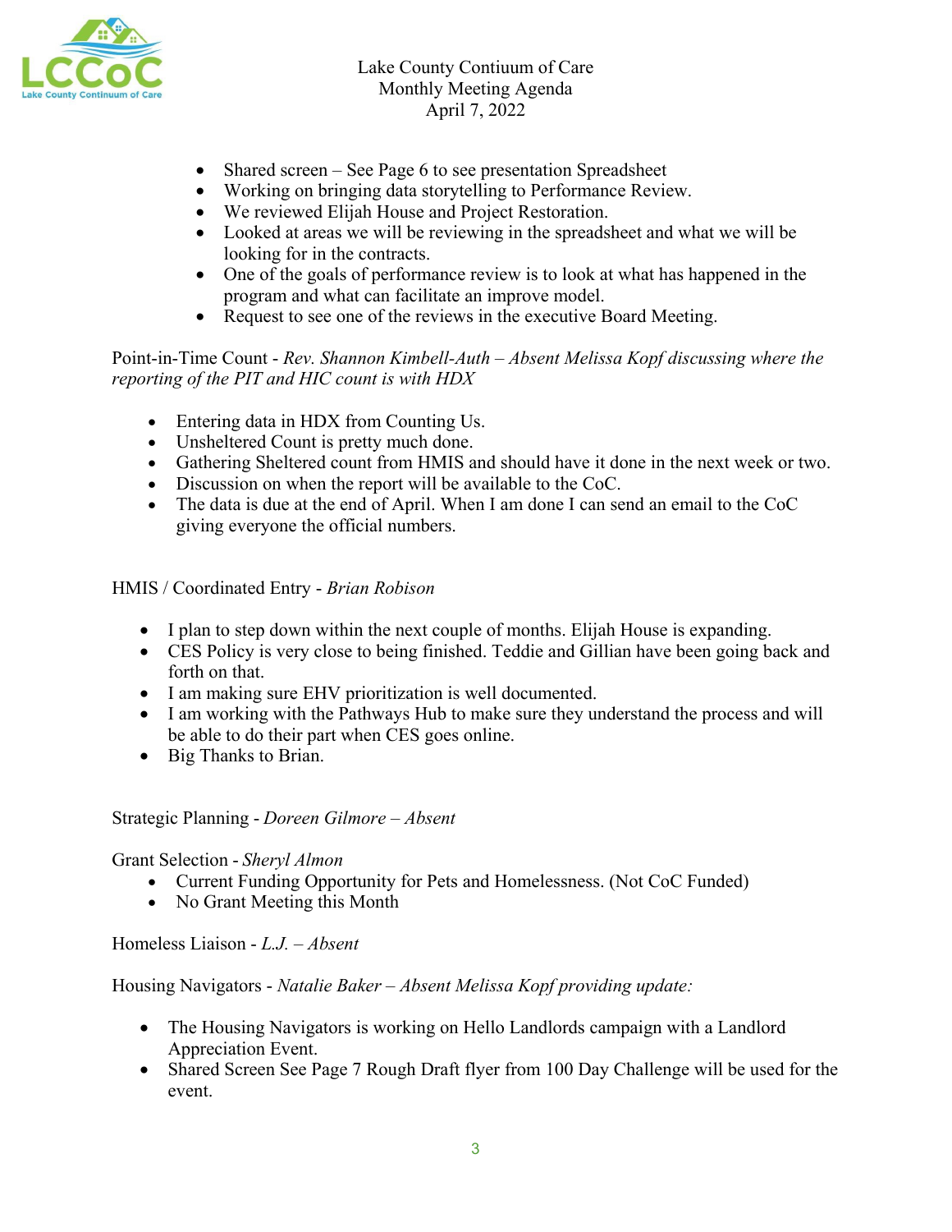- Shared screen – See Page 6 to see presentation Spreadsheet
- Working on bringing data storytelling to Performance Review.
- We reviewed Elijah House and Project Restoration.
- Looked at areas we will be reviewing in the spreadsheet and what we will be looking for in the contracts.
- One of the goals of performance review is to look at what has happened in the program and what can facilitate an improve model.
- Request to see one of the reviews in the executive Board Meeting.

Point-in-Time Count - *Rev. Shannon Kimbell-Auth – Absent Melissa Kopf discussing where the reporting of the PIT and HIC count is with HDX*

- Entering data in HDX from Counting Us.
- Unsheltered Count is pretty much done.
- Gathering Sheltered count from HMIS and should have it done in the next week or two.
- Discussion on when the report will be available to the CoC.
- The data is due at the end of April. When I am done I can send an email to the CoC giving everyone the official numbers.

HMIS / Coordinated Entry - *Brian Robison*

- I plan to step down within the next couple of months. Elijah House is expanding.
- CES Policy is very close to being finished. Teddie and Gillian have been going back and forth on that.
- I am making sure EHV prioritization is well documented.
- I am working with the Pathways Hub to make sure they understand the process and will be able to do their part when CES goes online.
- Big Thanks to Brian.

Strategic Planning - *Doreen Gilmore – Absent*

Grant Selection - *Sheryl Almon*

- Current Funding Opportunity for Pets and Homelessness. (Not CoC Funded)
- No Grant Meeting this Month

Homeless Liaison - *L.J. – Absent*

Housing Navigators - *Natalie Baker – Absent Melissa Kopf providing update:*

- The Housing Navigators is working on Hello Landlords campaign with a Landlord Appreciation Event.
- Shared Screen See Page 7 Rough Draft flyer from 100 Day Challenge will be used for the event.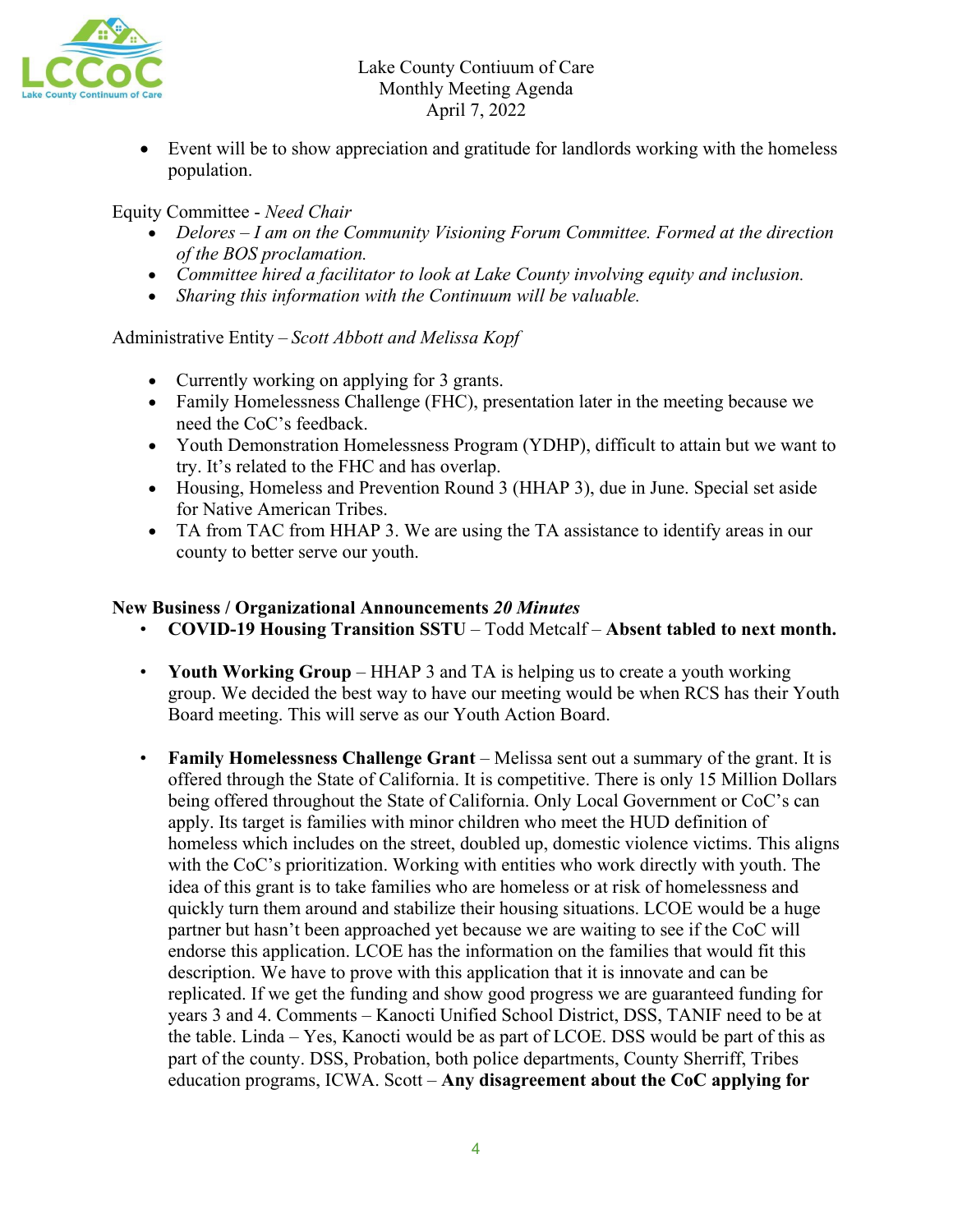- Event will be to show appreciation and gratitude for landlords working with the homeless population.

Equity Committee - *Need Chair*

- *Delores – I am on the Community Visioning Forum Committee. Formed at the direction of the BOS proclamation.*
- *Committee hired a facilitator to look at Lake County involving equity and inclusion.*
- *Sharing this information with the Continuum will be valuable.*

Administrative Entity – *Scott Abbott and Melissa Kopf*

- Currently working on applying for 3 grants.
- Family Homelessness Challenge (FHC), presentation later in the meeting because we need the CoC's feedback.
- Youth Demonstration Homelessness Program (YDHP), difficult to attain but we want to try. It's related to the FHC and has overlap.
- Housing, Homeless and Prevention Round 3 (HHAP 3), due in June. Special set aside for Native American Tribes.
- TA from TAC from HHAP 3. We are using the TA assistance to identify areas in our county to better serve our youth.

**New Business / Organizational Announcements** ***20 Minutes***

- **COVID-19 Housing Transition SSTU** – Todd Metcalf – **Absent tabled to next month.**
- **Youth Working Group** – HHAP 3 and TA is helping us to create a youth working group. We decided the best way to have our meeting would be when RCS has their Youth Board meeting. This will serve as our Youth Action Board.
- **Family Homelessness Challenge Grant** – Melissa sent out a summary of the grant. It is offered through the State of California. It is competitive. There is only 15 Million Dollars being offered throughout the State of California. Only Local Government or CoC's can apply. Its target is families with minor children who meet the HUD definition of homeless which includes on the street, doubled up, domestic violence victims. This aligns with the CoC's prioritization. Working with entities who work directly with youth. The idea of this grant is to take families who are homeless or at risk of homelessness and quickly turn them around and stabilize their housing situations. LCOE would be a huge partner but hasn't been approached yet because we are waiting to see if the CoC will endorse this application. LCOE has the information on the families that would fit this description. We have to prove with this application that it is innovate and can be replicated. If we get the funding and show good progress we are guaranteed funding for years 3 and 4. Comments – Kanocti Unified School District, DSS, TANIF need to be at the table. Linda – Yes, Kanocti would be as part of LCOE. DSS would be part of this as part of the county. DSS, Probation, both police departments, County Sherriff, Tribes education programs, ICWA. Scott – **Any disagreement about the CoC applying for**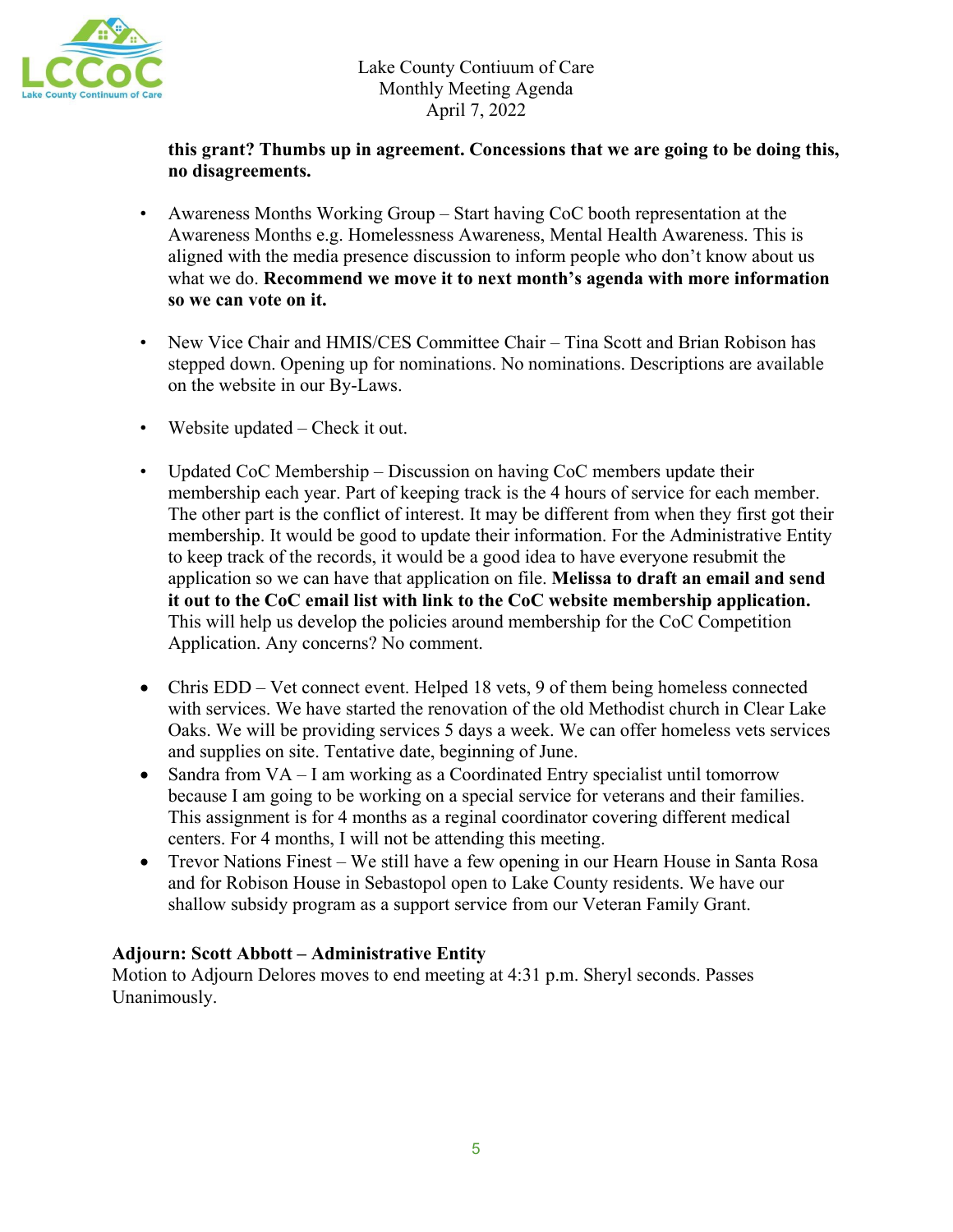**this grant? Thumbs up in agreement. Concessions that we are going to be doing this, no disagreements.**

- Awareness Months Working Group – Start having CoC booth representation at the Awareness Months e.g. Homelessness Awareness, Mental Health Awareness. This is aligned with the media presence discussion to inform people who don't know about us what we do. **Recommend we move it to next month's agenda with more information so we can vote on it.**

- New Vice Chair and HMIS/CES Committee Chair – Tina Scott and Brian Robison has stepped down. Opening up for nominations. No nominations. Descriptions are available on the website in our By-Laws.

- Website updated – Check it out.

- Updated CoC Membership – Discussion on having CoC members update their membership each year. Part of keeping track is the 4 hours of service for each member. The other part is the conflict of interest. It may be different from when they first got their membership. It would be good to update their information. For the Administrative Entity to keep track of the records, it would be a good idea to have everyone resubmit the application so we can have that application on file. **Melissa to draft an email and send it out to the CoC email list with link to the CoC website membership application.** This will help us develop the policies around membership for the CoC Competition Application. Any concerns? No comment.

- Chris EDD – Vet connect event. Helped 18 vets, 9 of them being homeless connected with services. We have started the renovation of the old Methodist church in Clear Lake Oaks. We will be providing services 5 days a week. We can offer homeless vets services and supplies on site. Tentative date, beginning of June.
- Sandra from VA – I am working as a Coordinated Entry specialist until tomorrow because I am going to be working on a special service for veterans and their families. This assignment is for 4 months as a reginal coordinator covering different medical centers. For 4 months, I will not be attending this meeting.
- Trevor Nations Finest – We still have a few opening in our Hearn House in Santa Rosa and for Robison House in Sebastopol open to Lake County residents. We have our shallow subsidy program as a support service from our Veteran Family Grant.

**Adjourn: Scott Abbott – Administrative Entity**

Motion to Adjourn Delores moves to end meeting at 4:31 p.m. Sheryl seconds. Passes Unanimously.